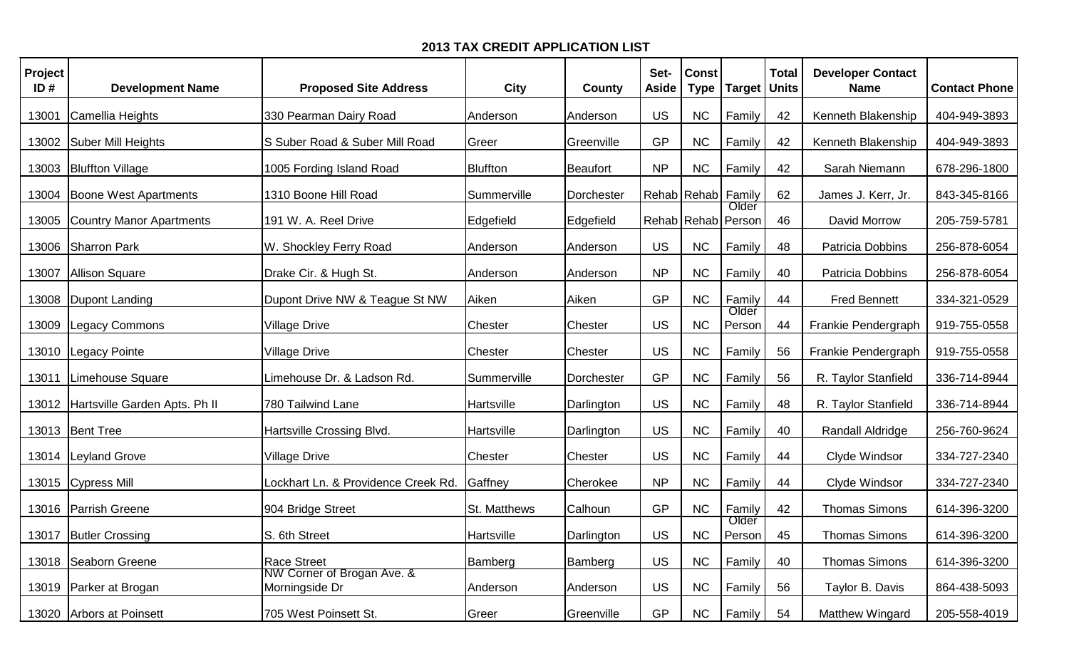# 2013 TAX CREDIT APPLICATION LIST

| Project ID # | Development Name | Proposed Site Address | City | County | Set-Aside | Const Type | Target | Total Units | Developer Contact Name | Contact Phone |
|---|---|---|---|---|---|---|---|---|---|---|
| 13001 | Camellia Heights | 330 Pearman Dairy Road | Anderson | Anderson | US | NC | Family | 42 | Kenneth Blakenship | 404-949-3893 |
| 13002 | Suber Mill Heights | S Suber Road & Suber Mill Road | Greer | Greenville | GP | NC | Family | 42 | Kenneth Blakenship | 404-949-3893 |
| 13003 | Bluffton Village | 1005 Fording Island Road | Bluffton | Beaufort | NP | NC | Family | 42 | Sarah Niemann | 678-296-1800 |
| 13004 | Boone West Apartments | 1310 Boone Hill Road | Summerville | Dorchester | Rehab | Rehab | Family | 62 | James J. Kerr, Jr. | 843-345-8166 |
| 13005 | Country Manor Apartments | 191 W. A. Reel Drive | Edgefield | Edgefield | Rehab | Rehab | Older Person | 46 | David Morrow | 205-759-5781 |
| 13006 | Sharron Park | W. Shockley Ferry Road | Anderson | Anderson | US | NC | Family | 48 | Patricia Dobbins | 256-878-6054 |
| 13007 | Allison Square | Drake Cir. & Hugh St. | Anderson | Anderson | NP | NC | Family | 40 | Patricia Dobbins | 256-878-6054 |
| 13008 | Dupont Landing | Dupont Drive NW & Teague St NW | Aiken | Aiken | GP | NC | Family | 44 | Fred Bennett | 334-321-0529 |
| 13009 | Legacy Commons | Village Drive | Chester | Chester | US | NC | Older Person | 44 | Frankie Pendergraph | 919-755-0558 |
| 13010 | Legacy Pointe | Village Drive | Chester | Chester | US | NC | Family | 56 | Frankie Pendergraph | 919-755-0558 |
| 13011 | Limehouse Square | Limehouse Dr. & Ladson Rd. | Summerville | Dorchester | GP | NC | Family | 56 | R. Taylor Stanfield | 336-714-8944 |
| 13012 | Hartsville Garden Apts. Ph II | 780 Tailwind Lane | Hartsville | Darlington | US | NC | Family | 48 | R. Taylor Stanfield | 336-714-8944 |
| 13013 | Bent Tree | Hartsville Crossing Blvd. | Hartsville | Darlington | US | NC | Family | 40 | Randall Aldridge | 256-760-9624 |
| 13014 | Leyland Grove | Village Drive | Chester | Chester | US | NC | Family | 44 | Clyde Windsor | 334-727-2340 |
| 13015 | Cypress Mill | Lockhart Ln. & Providence Creek Rd. | Gaffney | Cherokee | NP | NC | Family | 44 | Clyde Windsor | 334-727-2340 |
| 13016 | Parrish Greene | 904 Bridge Street | St. Matthews | Calhoun | GP | NC | Family | 42 | Thomas Simons | 614-396-3200 |
| 13017 | Butler Crossing | S. 6th Street | Hartsville | Darlington | US | NC | Older Person | 45 | Thomas Simons | 614-396-3200 |
| 13018 | Seaborn Greene | Race Street | Bamberg | Bamberg | US | NC | Family | 40 | Thomas Simons | 614-396-3200 |
| 13019 | Parker at Brogan | NW Corner of Brogan Ave. & Morningside Dr | Anderson | Anderson | US | NC | Family | 56 | Taylor B. Davis | 864-438-5093 |
| 13020 | Arbors at Poinsett | 705 West Poinsett St. | Greer | Greenville | GP | NC | Family | 54 | Matthew Wingard | 205-558-4019 |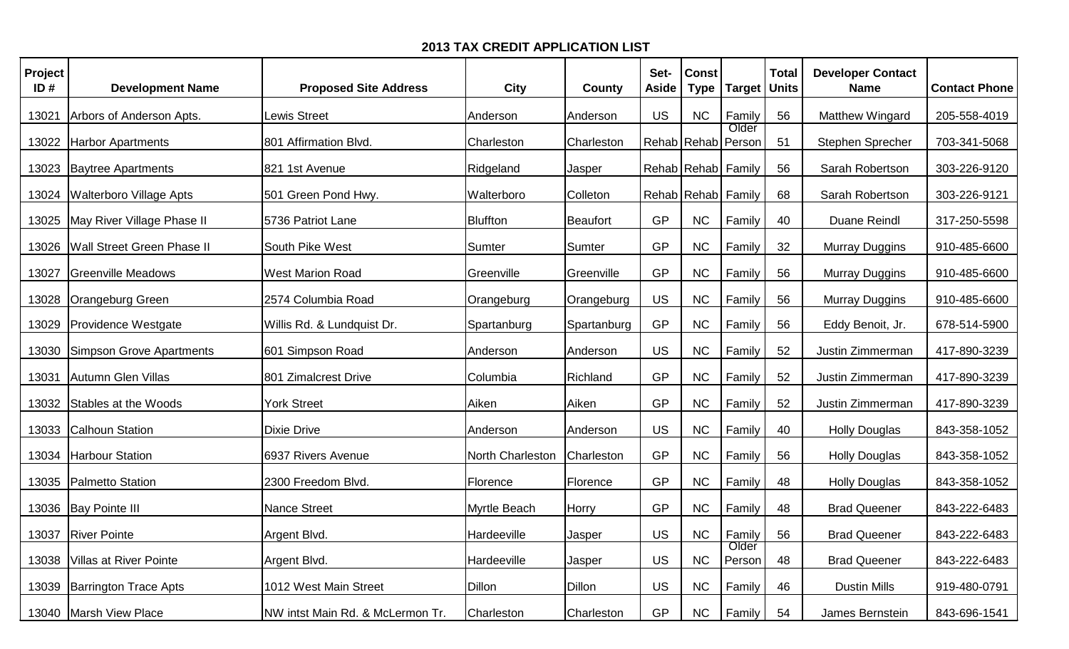# 2013 TAX CREDIT APPLICATION LIST

| Project ID # | Development Name | Proposed Site Address | City | County | Set-Aside | Const Type | Target | Total Units | Developer Contact Name | Contact Phone |
|---|---|---|---|---|---|---|---|---|---|---|
| 13021 | Arbors of Anderson Apts. | Lewis Street | Anderson | Anderson | US | NC | Family | 56 | Matthew Wingard | 205-558-4019 |
| 13022 | Harbor Apartments | 801 Affirmation Blvd. | Charleston | Charleston | Rehab | Rehab | Older Person | 51 | Stephen Sprecher | 703-341-5068 |
| 13023 | Baytree Apartments | 821 1st Avenue | Ridgeland | Jasper | Rehab | Rehab | Family | 56 | Sarah Robertson | 303-226-9120 |
| 13024 | Walterboro Village Apts | 501 Green Pond Hwy. | Walterboro | Colleton | Rehab | Rehab | Family | 68 | Sarah Robertson | 303-226-9121 |
| 13025 | May River Village Phase II | 5736 Patriot Lane | Bluffton | Beaufort | GP | NC | Family | 40 | Duane Reindl | 317-250-5598 |
| 13026 | Wall Street Green Phase II | South Pike West | Sumter | Sumter | GP | NC | Family | 32 | Murray Duggins | 910-485-6600 |
| 13027 | Greenville Meadows | West Marion Road | Greenville | Greenville | GP | NC | Family | 56 | Murray Duggins | 910-485-6600 |
| 13028 | Orangeburg Green | 2574 Columbia Road | Orangeburg | Orangeburg | US | NC | Family | 56 | Murray Duggins | 910-485-6600 |
| 13029 | Providence Westgate | Willis Rd. & Lundquist Dr. | Spartanburg | Spartanburg | GP | NC | Family | 56 | Eddy Benoit, Jr. | 678-514-5900 |
| 13030 | Simpson Grove Apartments | 601 Simpson Road | Anderson | Anderson | US | NC | Family | 52 | Justin Zimmerman | 417-890-3239 |
| 13031 | Autumn Glen Villas | 801 Zimalcrest Drive | Columbia | Richland | GP | NC | Family | 52 | Justin Zimmerman | 417-890-3239 |
| 13032 | Stables at the Woods | York Street | Aiken | Aiken | GP | NC | Family | 52 | Justin Zimmerman | 417-890-3239 |
| 13033 | Calhoun Station | Dixie Drive | Anderson | Anderson | US | NC | Family | 40 | Holly Douglas | 843-358-1052 |
| 13034 | Harbour Station | 6937 Rivers Avenue | North Charleston | Charleston | GP | NC | Family | 56 | Holly Douglas | 843-358-1052 |
| 13035 | Palmetto Station | 2300 Freedom Blvd. | Florence | Florence | GP | NC | Family | 48 | Holly Douglas | 843-358-1052 |
| 13036 | Bay Pointe III | Nance Street | Myrtle Beach | Horry | GP | NC | Family | 48 | Brad Queener | 843-222-6483 |
| 13037 | River Pointe | Argent Blvd. | Hardeeville | Jasper | US | NC | Family | 56 | Brad Queener | 843-222-6483 |
| 13038 | Villas at River Pointe | Argent Blvd. | Hardeeville | Jasper | US | NC | Older Person | 48 | Brad Queener | 843-222-6483 |
| 13039 | Barrington Trace Apts | 1012 West Main Street | Dillon | Dillon | US | NC | Family | 46 | Dustin Mills | 919-480-0791 |
| 13040 | Marsh View Place | NW intst Main Rd. & McLermon Tr. | Charleston | Charleston | GP | NC | Family | 54 | James Bernstein | 843-696-1541 |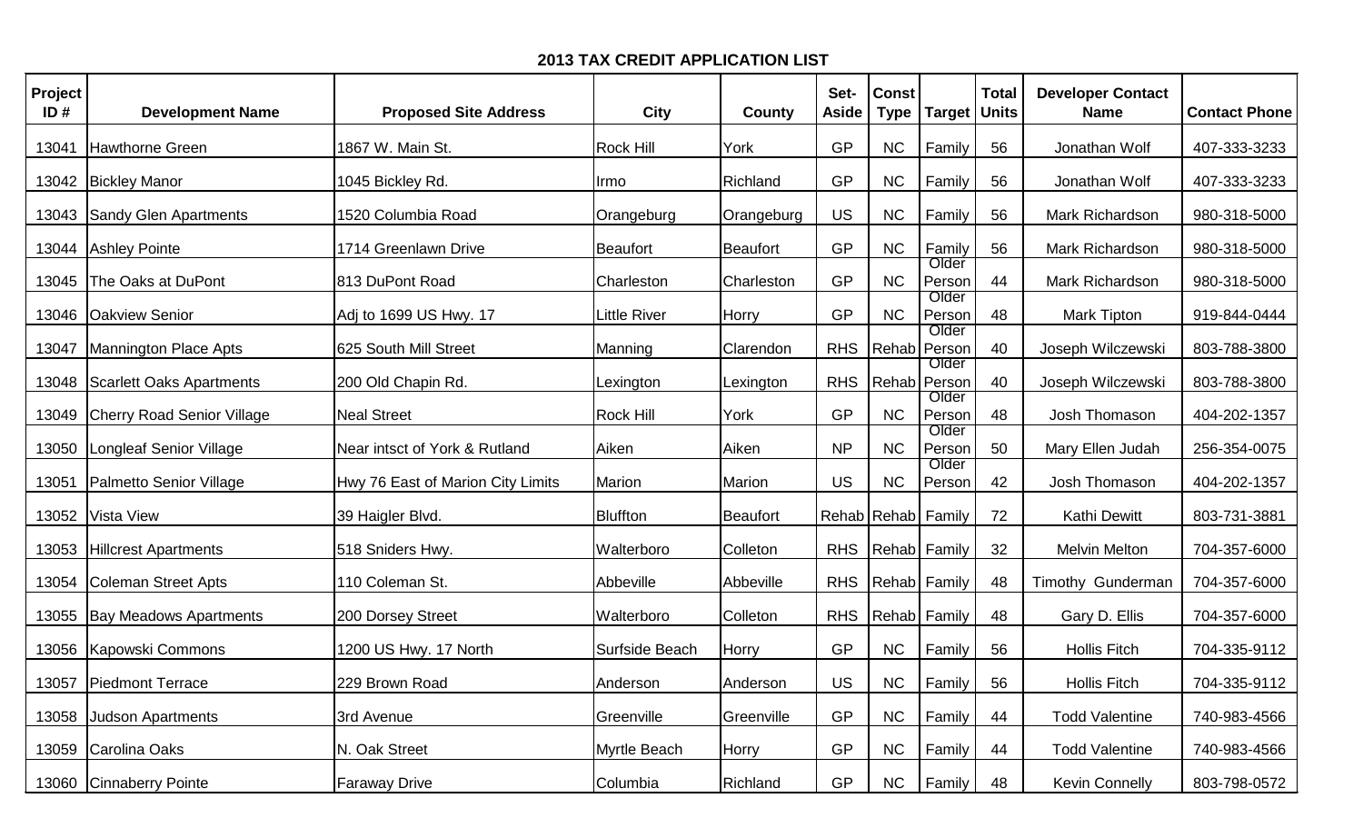## 2013 TAX CREDIT APPLICATION LIST

| Project ID # | Development Name | Proposed Site Address | City | County | Set-Aside | Const Type | Target | Total Units | Developer Contact Name | Contact Phone |
|---|---|---|---|---|---|---|---|---|---|---|
| 13041 | Hawthorne Green | 1867 W. Main St. | Rock Hill | York | GP | NC | Family | 56 | Jonathan Wolf | 407-333-3233 |
| 13042 | Bickley Manor | 1045 Bickley Rd. | Irmo | Richland | GP | NC | Family | 56 | Jonathan Wolf | 407-333-3233 |
| 13043 | Sandy Glen Apartments | 1520 Columbia Road | Orangeburg | Orangeburg | US | NC | Family | 56 | Mark Richardson | 980-318-5000 |
| 13044 | Ashley Pointe | 1714 Greenlawn Drive | Beaufort | Beaufort | GP | NC | Family | 56 | Mark Richardson | 980-318-5000 |
| 13045 | The Oaks at DuPont | 813 DuPont Road | Charleston | Charleston | GP | NC | Older Person | 44 | Mark Richardson | 980-318-5000 |
| 13046 | Oakview Senior | Adj to 1699 US Hwy. 17 | Little River | Horry | GP | NC | Older Person | 48 | Mark Tipton | 919-844-0444 |
| 13047 | Mannington Place Apts | 625 South Mill Street | Manning | Clarendon | RHS | Rehab | Older Person | 40 | Joseph Wilczewski | 803-788-3800 |
| 13048 | Scarlett Oaks Apartments | 200 Old Chapin Rd. | Lexington | Lexington | RHS | Rehab | Older Person | 40 | Joseph Wilczewski | 803-788-3800 |
| 13049 | Cherry Road Senior Village | Neal Street | Rock Hill | York | GP | NC | Older Person | 48 | Josh Thomason | 404-202-1357 |
| 13050 | Longleaf Senior Village | Near intsct of York & Rutland | Aiken | Aiken | NP | NC | Older Person | 50 | Mary Ellen Judah | 256-354-0075 |
| 13051 | Palmetto Senior Village | Hwy 76 East of Marion City Limits | Marion | Marion | US | NC | Older Person | 42 | Josh Thomason | 404-202-1357 |
| 13052 | Vista View | 39 Haigler Blvd. | Bluffton | Beaufort | Rehab | Rehab | Family | 72 | Kathi Dewitt | 803-731-3881 |
| 13053 | Hillcrest Apartments | 518 Sniders Hwy. | Walterboro | Colleton | RHS | Rehab | Family | 32 | Melvin Melton | 704-357-6000 |
| 13054 | Coleman Street Apts | 110 Coleman St. | Abbeville | Abbeville | RHS | Rehab | Family | 48 | Timothy Gunderman | 704-357-6000 |
| 13055 | Bay Meadows Apartments | 200 Dorsey Street | Walterboro | Colleton | RHS | Rehab | Family | 48 | Gary D. Ellis | 704-357-6000 |
| 13056 | Kapowski Commons | 1200 US Hwy. 17 North | Surfside Beach | Horry | GP | NC | Family | 56 | Hollis Fitch | 704-335-9112 |
| 13057 | Piedmont Terrace | 229 Brown Road | Anderson | Anderson | US | NC | Family | 56 | Hollis Fitch | 704-335-9112 |
| 13058 | Judson Apartments | 3rd Avenue | Greenville | Greenville | GP | NC | Family | 44 | Todd Valentine | 740-983-4566 |
| 13059 | Carolina Oaks | N. Oak Street | Myrtle Beach | Horry | GP | NC | Family | 44 | Todd Valentine | 740-983-4566 |
| 13060 | Cinnaberry Pointe | Faraway Drive | Columbia | Richland | GP | NC | Family | 48 | Kevin Connelly | 803-798-0572 |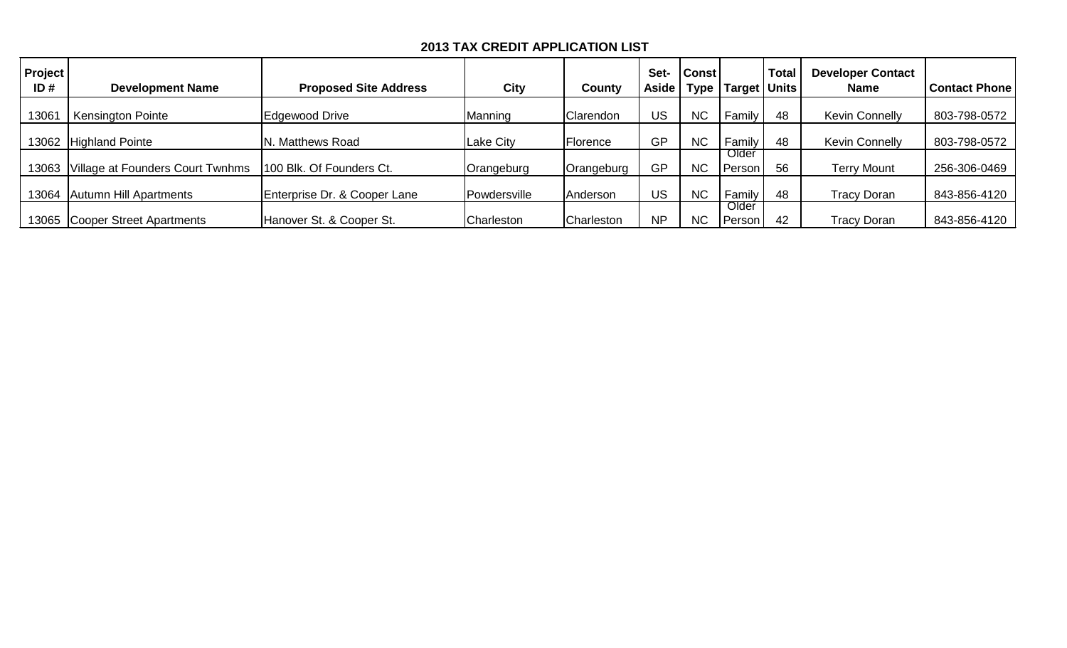**2013 TAX CREDIT APPLICATION LIST**

| Project ID # | Development Name | Proposed Site Address | City | County | Set-Aside | Const Type | Target | Total Units | Developer Contact Name | Contact Phone |
|---|---|---|---|---|---|---|---|---|---|---|
| 13061 | Kensington Pointe | Edgewood Drive | Manning | Clarendon | US | NC | Family | 48 | Kevin Connelly | 803-798-0572 |
| 13062 | Highland Pointe | N. Matthews Road | Lake City | Florence | GP | NC | Family | 48 | Kevin Connelly | 803-798-0572 |
| 13063 | Village at Founders Court Twnhms | 100 Blk. Of Founders Ct. | Orangeburg | Orangeburg | GP | NC | Older Person | 56 | Terry Mount | 256-306-0469 |
| 13064 | Autumn Hill Apartments | Enterprise Dr. & Cooper Lane | Powdersville | Anderson | US | NC | Family | 48 | Tracy Doran | 843-856-4120 |
| 13065 | Cooper Street Apartments | Hanover St. & Cooper St. | Charleston | Charleston | NP | NC | Older Person | 42 | Tracy Doran | 843-856-4120 |